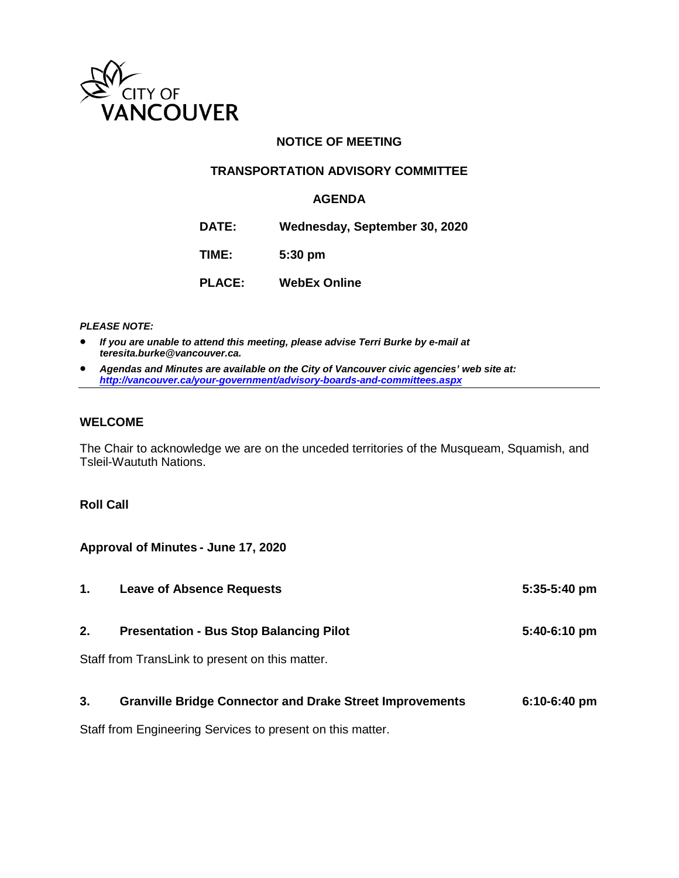CITY OF VANCOUVER

## NOTICE OF MEETING

## TRANSPORTATION ADVISORY COMMITTEE

## AGENDA

**DATE:** Wednesday, September 30, 2020

**TIME:** 5:30 pm

**PLACE:** WebEx Online

***PLEASE NOTE:***

- ***If you are unable to attend this meeting, please advise Terri Burke by e-mail at teresita.burke@vancouver.ca.***
- ***Agendas and Minutes are available on the City of Vancouver civic agencies' web site at: http://vancouver.ca/your-government/advisory-boards-and-committees.aspx***

---

### WELCOME

The Chair to acknowledge we are on the unceded territories of the Musqueam, Squamish, and Tsleil-Waututh Nations.

**Roll Call**

**Approval of Minutes - June 17, 2020**

**1. Leave of Absence Requests** — **5:35-5:40 pm**

**2. Presentation - Bus Stop Balancing Pilot** — **5:40-6:10 pm**

Staff from TransLink to present on this matter.

**3. Granville Bridge Connector and Drake Street Improvements** — **6:10-6:40 pm**

Staff from Engineering Services to present on this matter.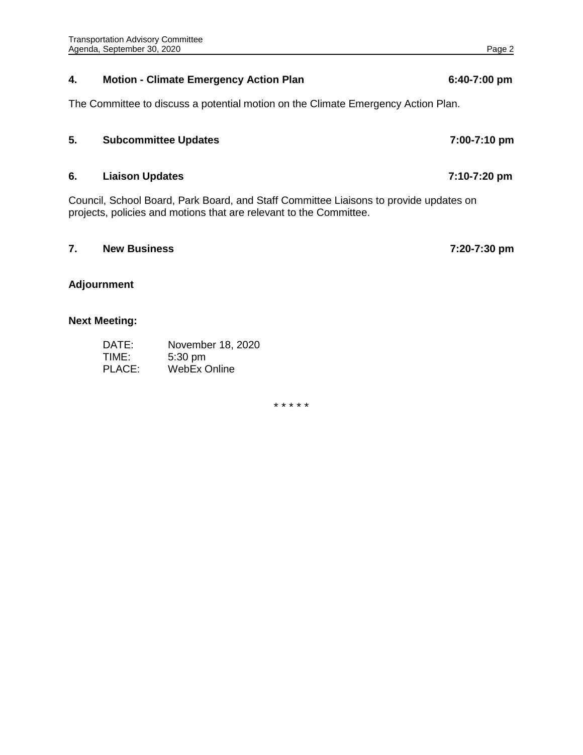**4. Motion - Climate Emergency Action Plan 6:40-7:00 pm**

The Committee to discuss a potential motion on the Climate Emergency Action Plan.

**5. Subcommittee Updates 7:00-7:10 pm**

**6. Liaison Updates 7:10-7:20 pm**

Council, School Board, Park Board, and Staff Committee Liaisons to provide updates on projects, policies and motions that are relevant to the Committee.

**7. New Business 7:20-7:30 pm**

**Adjournment**

**Next Meeting:**

DATE: November 18, 2020
TIME: 5:30 pm
PLACE: WebEx Online

* * * * *